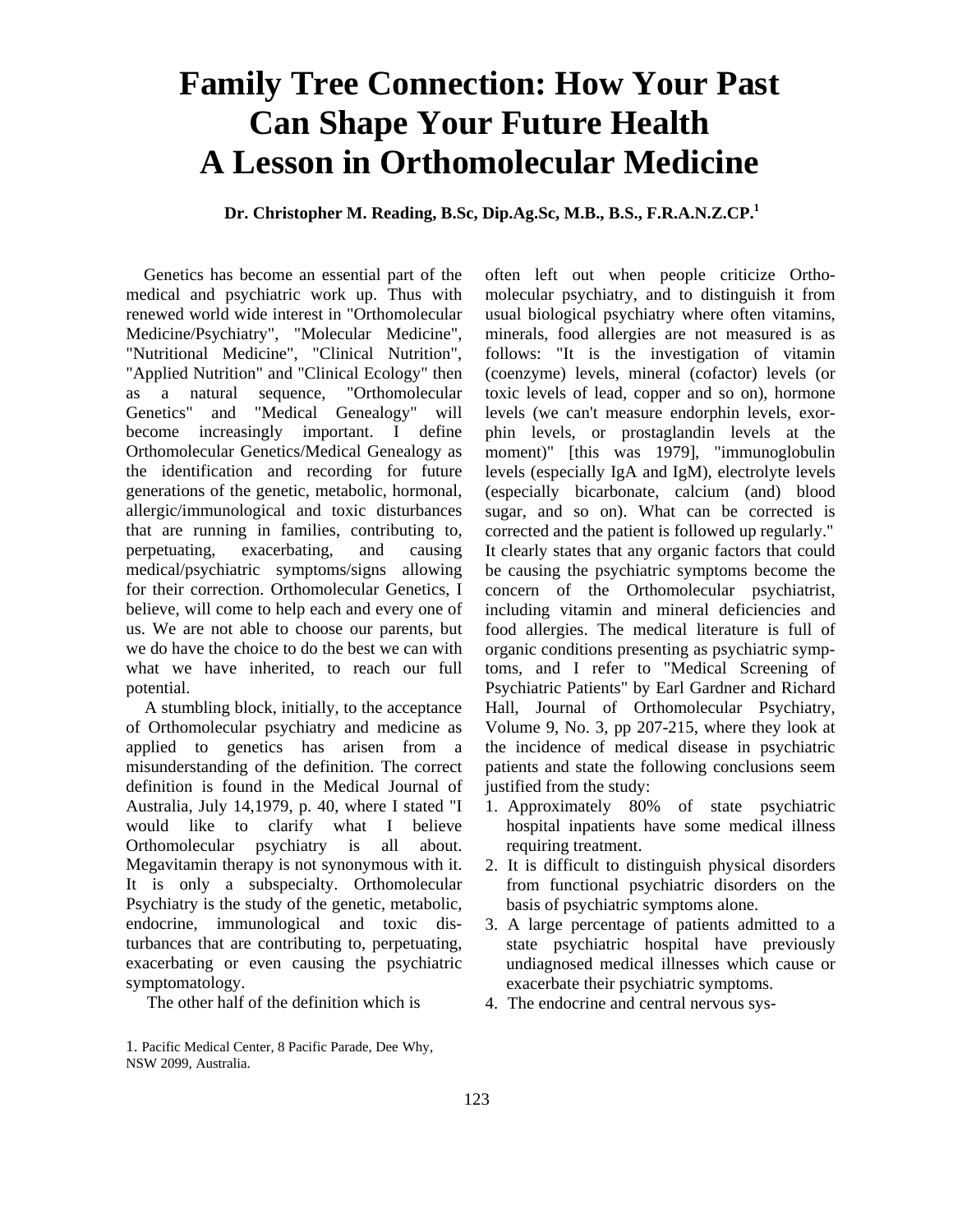# Family Tree Connection: How Your Past Can Shape Your Future Health
# A Lesson in Orthomolecular Medicine

**Dr. Christopher M. Reading, B.Sc, Dip.Ag.Sc, M.B., B.S., F.R.A.N.Z.CP.[1]**

Genetics has become an essential part of the medical and psychiatric work up. Thus with renewed world wide interest in "Orthomolecular Medicine/Psychiatry", "Molecular Medicine", "Nutritional Medicine", "Clinical Nutrition", "Applied Nutrition" and "Clinical Ecology" then as a natural sequence, "Orthomolecular Genetics" and "Medical Genealogy" will become increasingly important. I define Orthomolecular Genetics/Medical Genealogy as the identification and recording for future generations of the genetic, metabolic, hormonal, allergic/immunological and toxic disturbances that are running in families, contributing to, perpetuating, exacerbating, and causing medical/psychiatric symptoms/signs allowing for their correction. Orthomolecular Genetics, I believe, will come to help each and every one of us. We are not able to choose our parents, but we do have the choice to do the best we can with what we have inherited, to reach our full potential.

A stumbling block, initially, to the acceptance of Orthomolecular psychiatry and medicine as applied to genetics has arisen from a misunderstanding of the definition. The correct definition is found in the Medical Journal of Australia, July 14,1979, p. 40, where I stated "I would like to clarify what I believe Orthomolecular psychiatry is all about. Megavitamin therapy is not synonymous with it. It is only a subspecialty. Orthomolecular Psychiatry is the study of the genetic, metabolic, endocrine, immunological and toxic disturbances that are contributing to, perpetuating, exacerbating or even causing the psychiatric symptomatology.

The other half of the definition which is often left out when people criticize Orthomolecular psychiatry, and to distinguish it from usual biological psychiatry where often vitamins, minerals, food allergies are not measured is as follows: "It is the investigation of vitamin (coenzyme) levels, mineral (cofactor) levels (or toxic levels of lead, copper and so on), hormone levels (we can't measure endorphin levels, exorphin levels, or prostaglandin levels at the moment)" [this was 1979], "immunoglobulin levels (especially IgA and IgM), electrolyte levels (especially bicarbonate, calcium (and) blood sugar, and so on). What can be corrected is corrected and the patient is followed up regularly." It clearly states that any organic factors that could be causing the psychiatric symptoms become the concern of the Orthomolecular psychiatrist, including vitamin and mineral deficiencies and food allergies. The medical literature is full of organic conditions presenting as psychiatric symptoms, and I refer to "Medical Screening of Psychiatric Patients" by Earl Gardner and Richard Hall, Journal of Orthomolecular Psychiatry, Volume 9, No. 3, pp 207-215, where they look at the incidence of medical disease in psychiatric patients and state the following conclusions seem justified from the study:

1. Approximately 80% of state psychiatric hospital inpatients have some medical illness requiring treatment.
2. It is difficult to distinguish physical disorders from functional psychiatric disorders on the basis of psychiatric symptoms alone.
3. A large percentage of patients admitted to a state psychiatric hospital have previously undiagnosed medical illnesses which cause or exacerbate their psychiatric symptoms.
4. The endocrine and central nervous sys-

1. Pacific Medical Center, 8 Pacific Parade, Dee Why, NSW 2099, Australia.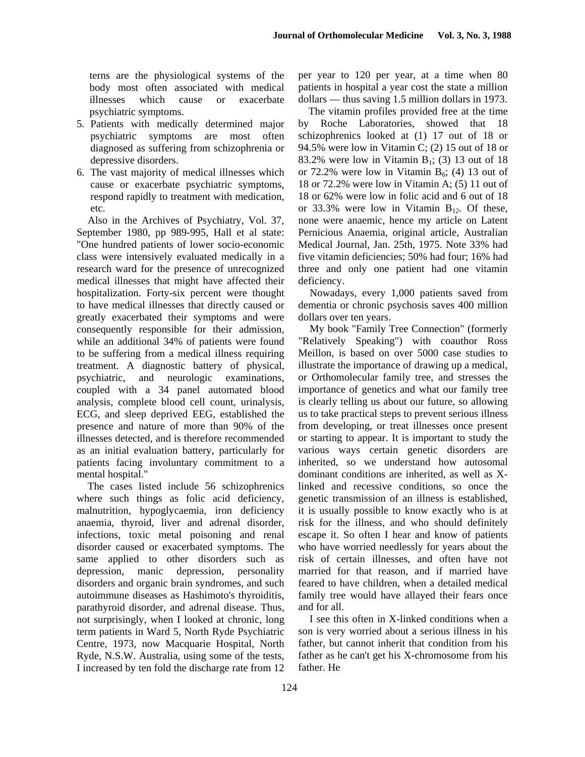terns are the physiological systems of the body most often associated with medical illnesses which cause or exacerbate psychiatric symptoms.

5. Patients with medically determined major psychiatric symptoms are most often diagnosed as suffering from schizophrenia or depressive disorders.
6. The vast majority of medical illnesses which cause or exacerbate psychiatric symptoms, respond rapidly to treatment with medication, etc.

Also in the Archives of Psychiatry, Vol. 37, September 1980, pp 989-995, Hall et al state: "One hundred patients of lower socio-economic class were intensively evaluated medically in a research ward for the presence of unrecognized medical illnesses that might have affected their hospitalization. Forty-six percent were thought to have medical illnesses that directly caused or greatly exacerbated their symptoms and were consequently responsible for their admission, while an additional 34% of patients were found to be suffering from a medical illness requiring treatment. A diagnostic battery of physical, psychiatric, and neurologic examinations, coupled with a 34 panel automated blood analysis, complete blood cell count, urinalysis, ECG, and sleep deprived EEG, established the presence and nature of more than 90% of the illnesses detected, and is therefore recommended as an initial evaluation battery, particularly for patients facing involuntary commitment to a mental hospital."

The cases listed include 56 schizophrenics where such things as folic acid deficiency, malnutrition, hypoglycaemia, iron deficiency anaemia, thyroid, liver and adrenal disorder, infections, toxic metal poisoning and renal disorder caused or exacerbated symptoms. The same applied to other disorders such as depression, manic depression, personality disorders and organic brain syndromes, and such autoimmune diseases as Hashimoto's thyroiditis, parathyroid disorder, and adrenal disease. Thus, not surprisingly, when I looked at chronic, long term patients in Ward 5, North Ryde Psychiatric Centre, 1973, now Macquarie Hospital, North Ryde, N.S.W. Australia, using some of the tests, I increased by ten fold the discharge rate from 12 per year to 120 per year, at a time when 80 patients in hospital a year cost the state a million dollars — thus saving 1.5 million dollars in 1973.

The vitamin profiles provided free at the time by Roche Laboratories, showed that 18 schizophrenics looked at (1) 17 out of 18 or 94.5% were low in Vitamin C; (2) 15 out of 18 or 83.2% were low in Vitamin $B_1$; (3) 13 out of 18 or 72.2% were low in Vitamin $B_6$; (4) 13 out of 18 or 72.2% were low in Vitamin A; (5) 11 out of 18 or 62% were low in folic acid and 6 out of 18 or 33.3% were low in Vitamin $B_{12}$. Of these, none were anaemic, hence my article on Latent Pernicious Anaemia, original article, Australian Medical Journal, Jan. 25th, 1975. Note 33% had five vitamin deficiencies; 50% had four; 16% had three and only one patient had one vitamin deficiency.

Nowadays, every 1,000 patients saved from dementia or chronic psychosis saves 400 million dollars over ten years.

My book "Family Tree Connection" (formerly "Relatively Speaking") with coauthor Ross Meillon, is based on over 5000 case studies to illustrate the importance of drawing up a medical, or Orthomolecular family tree, and stresses the importance of genetics and what our family tree is clearly telling us about our future, so allowing us to take practical steps to prevent serious illness from developing, or treat illnesses once present or starting to appear. It is important to study the various ways certain genetic disorders are inherited, so we understand how autosomal dominant conditions are inherited, as well as X-linked and recessive conditions, so once the genetic transmission of an illness is established, it is usually possible to know exactly who is at risk for the illness, and who should definitely escape it. So often I hear and know of patients who have worried needlessly for years about the risk of certain illnesses, and often have not married for that reason, and if married have feared to have children, when a detailed medical family tree would have allayed their fears once and for all.

I see this often in X-linked conditions when a son is very worried about a serious illness in his father, but cannot inherit that condition from his father as he can't get his X-chromosome from his father. He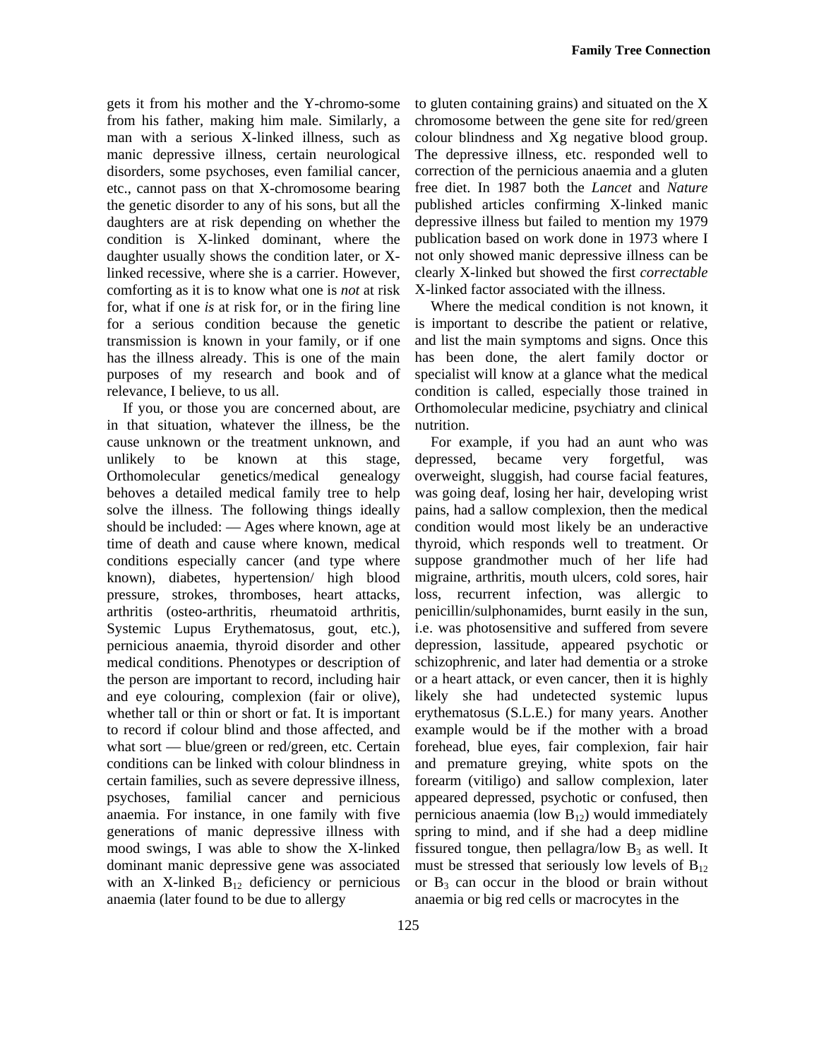gets it from his mother and the Y-chromo-some from his father, making him male. Similarly, a man with a serious X-linked illness, such as manic depressive illness, certain neurological disorders, some psychoses, even familial cancer, etc., cannot pass on that X-chromosome bearing the genetic disorder to any of his sons, but all the daughters are at risk depending on whether the condition is X-linked dominant, where the daughter usually shows the condition later, or X-linked recessive, where she is a carrier. However, comforting as it is to know what one is *not* at risk for, what if one *is* at risk for, or in the firing line for a serious condition because the genetic transmission is known in your family, or if one has the illness already. This is one of the main purposes of my research and book and of relevance, I believe, to us all.

If you, or those you are concerned about, are in that situation, whatever the illness, be the cause unknown or the treatment unknown, and unlikely to be known at this stage, Orthomolecular genetics/medical genealogy behoves a detailed medical family tree to help solve the illness. The following things ideally should be included: — Ages where known, age at time of death and cause where known, medical conditions especially cancer (and type where known), diabetes, hypertension/ high blood pressure, strokes, thromboses, heart attacks, arthritis (osteo-arthritis, rheumatoid arthritis, Systemic Lupus Erythematosus, gout, etc.), pernicious anaemia, thyroid disorder and other medical conditions. Phenotypes or description of the person are important to record, including hair and eye colouring, complexion (fair or olive), whether tall or thin or short or fat. It is important to record if colour blind and those affected, and what sort — blue/green or red/green, etc. Certain conditions can be linked with colour blindness in certain families, such as severe depressive illness, psychoses, familial cancer and pernicious anaemia. For instance, in one family with five generations of manic depressive illness with mood swings, I was able to show the X-linked dominant manic depressive gene was associated with an X-linked $B_{12}$ deficiency or pernicious anaemia (later found to be due to allergy to gluten containing grains) and situated on the X chromosome between the gene site for red/green colour blindness and Xg negative blood group. The depressive illness, etc. responded well to correction of the pernicious anaemia and a gluten free diet. In 1987 both the *Lancet* and *Nature* published articles confirming X-linked manic depressive illness but failed to mention my 1979 publication based on work done in 1973 where I not only showed manic depressive illness can be clearly X-linked but showed the first *correctable* X-linked factor associated with the illness.

Where the medical condition is not known, it is important to describe the patient or relative, and list the main symptoms and signs. Once this has been done, the alert family doctor or specialist will know at a glance what the medical condition is called, especially those trained in Orthomolecular medicine, psychiatry and clinical nutrition.

For example, if you had an aunt who was depressed, became very forgetful, was overweight, sluggish, had course facial features, was going deaf, losing her hair, developing wrist pains, had a sallow complexion, then the medical condition would most likely be an underactive thyroid, which responds well to treatment. Or suppose grandmother much of her life had migraine, arthritis, mouth ulcers, cold sores, hair loss, recurrent infection, was allergic to penicillin/sulphonamides, burnt easily in the sun, i.e. was photosensitive and suffered from severe depression, lassitude, appeared psychotic or schizophrenic, and later had dementia or a stroke or a heart attack, or even cancer, then it is highly likely she had undetected systemic lupus erythematosus (S.L.E.) for many years. Another example would be if the mother with a broad forehead, blue eyes, fair complexion, fair hair and premature greying, white spots on the forearm (vitiligo) and sallow complexion, later appeared depressed, psychotic or confused, then pernicious anaemia (low $B_{12}$) would immediately spring to mind, and if she had a deep midline fissured tongue, then pellagra/low $B_3$ as well. It must be stressed that seriously low levels of $B_{12}$ or $B_3$ can occur in the blood or brain without anaemia or big red cells or macrocytes in the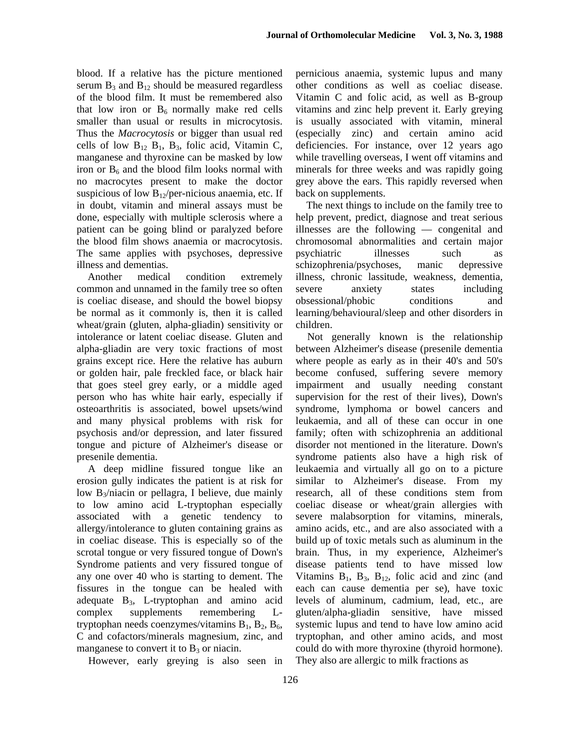blood. If a relative has the picture mentioned serum $B_3$ and $B_{12}$ should be measured regardless of the blood film. It must be remembered also that low iron or $B_6$ normally make red cells smaller than usual or results in microcytosis. Thus the *Macrocytosis* or bigger than usual red cells of low $B_{12}$ $B_1$, $B_3$, folic acid, Vitamin C, manganese and thyroxine can be masked by low iron or $B_6$ and the blood film looks normal with no macrocytes present to make the doctor suspicious of low $B_{12}$/per-nicious anaemia, etc. If in doubt, vitamin and mineral assays must be done, especially with multiple sclerosis where a patient can be going blind or paralyzed before the blood film shows anaemia or macrocytosis. The same applies with psychoses, depressive illness and dementias.

Another medical condition extremely common and unnamed in the family tree so often is coeliac disease, and should the bowel biopsy be normal as it commonly is, then it is called wheat/grain (gluten, alpha-gliadin) sensitivity or intolerance or latent coeliac disease. Gluten and alpha-gliadin are very toxic fractions of most grains except rice. Here the relative has auburn or golden hair, pale freckled face, or black hair that goes steel grey early, or a middle aged person who has white hair early, especially if osteoarthritis is associated, bowel upsets/wind and many physical problems with risk for psychosis and/or depression, and later fissured tongue and picture of Alzheimer's disease or presenile dementia.

A deep midline fissured tongue like an erosion gully indicates the patient is at risk for low $B_3$/niacin or pellagra, I believe, due mainly to low amino acid L-tryptophan especially associated with a genetic tendency to allergy/intolerance to gluten containing grains as in coeliac disease. This is especially so of the scrotal tongue or very fissured tongue of Down's Syndrome patients and very fissured tongue of any one over 40 who is starting to dement. The fissures in the tongue can be healed with adequate $B_3$, L-tryptophan and amino acid complex supplements remembering L-tryptophan needs coenzymes/vitamins $B_1$, $B_2$, $B_6$, C and cofactors/minerals magnesium, zinc, and manganese to convert it to $B_3$ or niacin.

However, early greying is also seen in pernicious anaemia, systemic lupus and many other conditions as well as coeliac disease. Vitamin C and folic acid, as well as B-group vitamins and zinc help prevent it. Early greying is usually associated with vitamin, mineral (especially zinc) and certain amino acid deficiencies. For instance, over 12 years ago while travelling overseas, I went off vitamins and minerals for three weeks and was rapidly going grey above the ears. This rapidly reversed when back on supplements.

The next things to include on the family tree to help prevent, predict, diagnose and treat serious illnesses are the following — congenital and chromosomal abnormalities and certain major psychiatric illnesses such as schizophrenia/psychoses, manic depressive illness, chronic lassitude, weakness, dementia, severe anxiety states including obsessional/phobic conditions and learning/behavioural/sleep and other disorders in children.

Not generally known is the relationship between Alzheimer's disease (presenile dementia where people as early as in their 40's and 50's become confused, suffering severe memory impairment and usually needing constant supervision for the rest of their lives), Down's syndrome, lymphoma or bowel cancers and leukaemia, and all of these can occur in one family; often with schizophrenia an additional disorder not mentioned in the literature. Down's syndrome patients also have a high risk of leukaemia and virtually all go on to a picture similar to Alzheimer's disease. From my research, all of these conditions stem from coeliac disease or wheat/grain allergies with severe malabsorption for vitamins, minerals, amino acids, etc., and are also associated with a build up of toxic metals such as aluminum in the brain. Thus, in my experience, Alzheimer's disease patients tend to have missed low Vitamins $B_1$, $B_3$, $B_{12}$, folic acid and zinc (and each can cause dementia per se), have toxic levels of aluminum, cadmium, lead, etc., are gluten/alpha-gliadin sensitive, have missed systemic lupus and tend to have low amino acid tryptophan, and other amino acids, and most could do with more thyroxine (thyroid hormone). They also are allergic to milk fractions as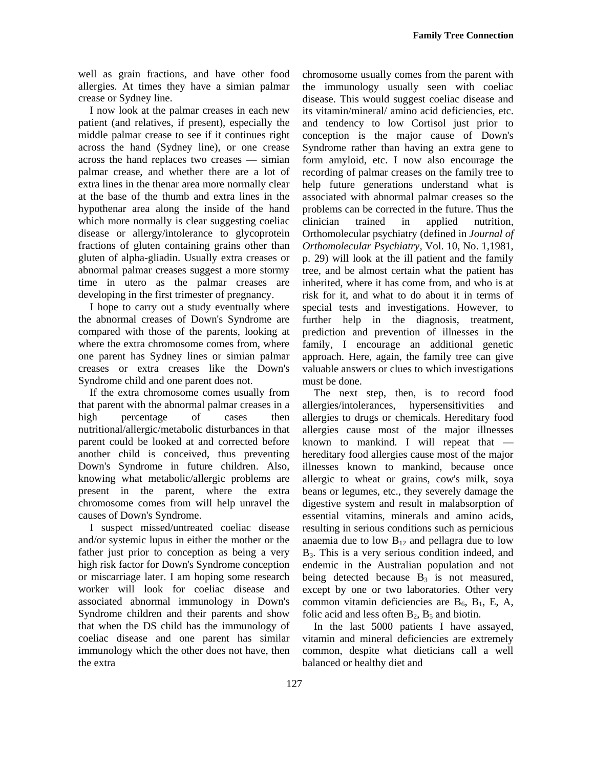well as grain fractions, and have other food allergies. At times they have a simian palmar crease or Sydney line.

I now look at the palmar creases in each new patient (and relatives, if present), especially the middle palmar crease to see if it continues right across the hand (Sydney line), or one crease across the hand replaces two creases — simian palmar crease, and whether there are a lot of extra lines in the thenar area more normally clear at the base of the thumb and extra lines in the hypothenar area along the inside of the hand which more normally is clear suggesting coeliac disease or allergy/intolerance to glycoprotein fractions of gluten containing grains other than gluten of alpha-gliadin. Usually extra creases or abnormal palmar creases suggest a more stormy time in utero as the palmar creases are developing in the first trimester of pregnancy.

I hope to carry out a study eventually where the abnormal creases of Down's Syndrome are compared with those of the parents, looking at where the extra chromosome comes from, where one parent has Sydney lines or simian palmar creases or extra creases like the Down's Syndrome child and one parent does not.

If the extra chromosome comes usually from that parent with the abnormal palmar creases in a high percentage of cases then nutritional/allergic/metabolic disturbances in that parent could be looked at and corrected before another child is conceived, thus preventing Down's Syndrome in future children. Also, knowing what metabolic/allergic problems are present in the parent, where the extra chromosome comes from will help unravel the causes of Down's Syndrome.

I suspect missed/untreated coeliac disease and/or systemic lupus in either the mother or the father just prior to conception as being a very high risk factor for Down's Syndrome conception or miscarriage later. I am hoping some research worker will look for coeliac disease and associated abnormal immunology in Down's Syndrome children and their parents and show that when the DS child has the immunology of coeliac disease and one parent has similar immunology which the other does not have, then the extra chromosome usually comes from the parent with the immunology usually seen with coeliac disease. This would suggest coeliac disease and its vitamin/mineral/ amino acid deficiencies, etc. and tendency to low Cortisol just prior to conception is the major cause of Down's Syndrome rather than having an extra gene to form amyloid, etc. I now also encourage the recording of palmar creases on the family tree to help future generations understand what is associated with abnormal palmar creases so the problems can be corrected in the future. Thus the clinician trained in applied nutrition, Orthomolecular psychiatry (defined in *Journal of Orthomolecular Psychiatry*, Vol. 10, No. 1,1981, p. 29) will look at the ill patient and the family tree, and be almost certain what the patient has inherited, where it has come from, and who is at risk for it, and what to do about it in terms of special tests and investigations. However, to further help in the diagnosis, treatment, prediction and prevention of illnesses in the family, I encourage an additional genetic approach. Here, again, the family tree can give valuable answers or clues to which investigations must be done.

The next step, then, is to record food allergies/intolerances, hypersensitivities and allergies to drugs or chemicals. Hereditary food allergies cause most of the major illnesses known to mankind. I will repeat that — hereditary food allergies cause most of the major illnesses known to mankind, because once allergic to wheat or grains, cow's milk, soya beans or legumes, etc., they severely damage the digestive system and result in malabsorption of essential vitamins, minerals and amino acids, resulting in serious conditions such as pernicious anaemia due to low $B_{12}$ and pellagra due to low $B_3$. This is a very serious condition indeed, and endemic in the Australian population and not being detected because $B_3$ is not measured, except by one or two laboratories. Other very common vitamin deficiencies are $B_6$, $B_1$, E, A, folic acid and less often $B_2$, $B_5$ and biotin.

In the last 5000 patients I have assayed, vitamin and mineral deficiencies are extremely common, despite what dieticians call a well balanced or healthy diet and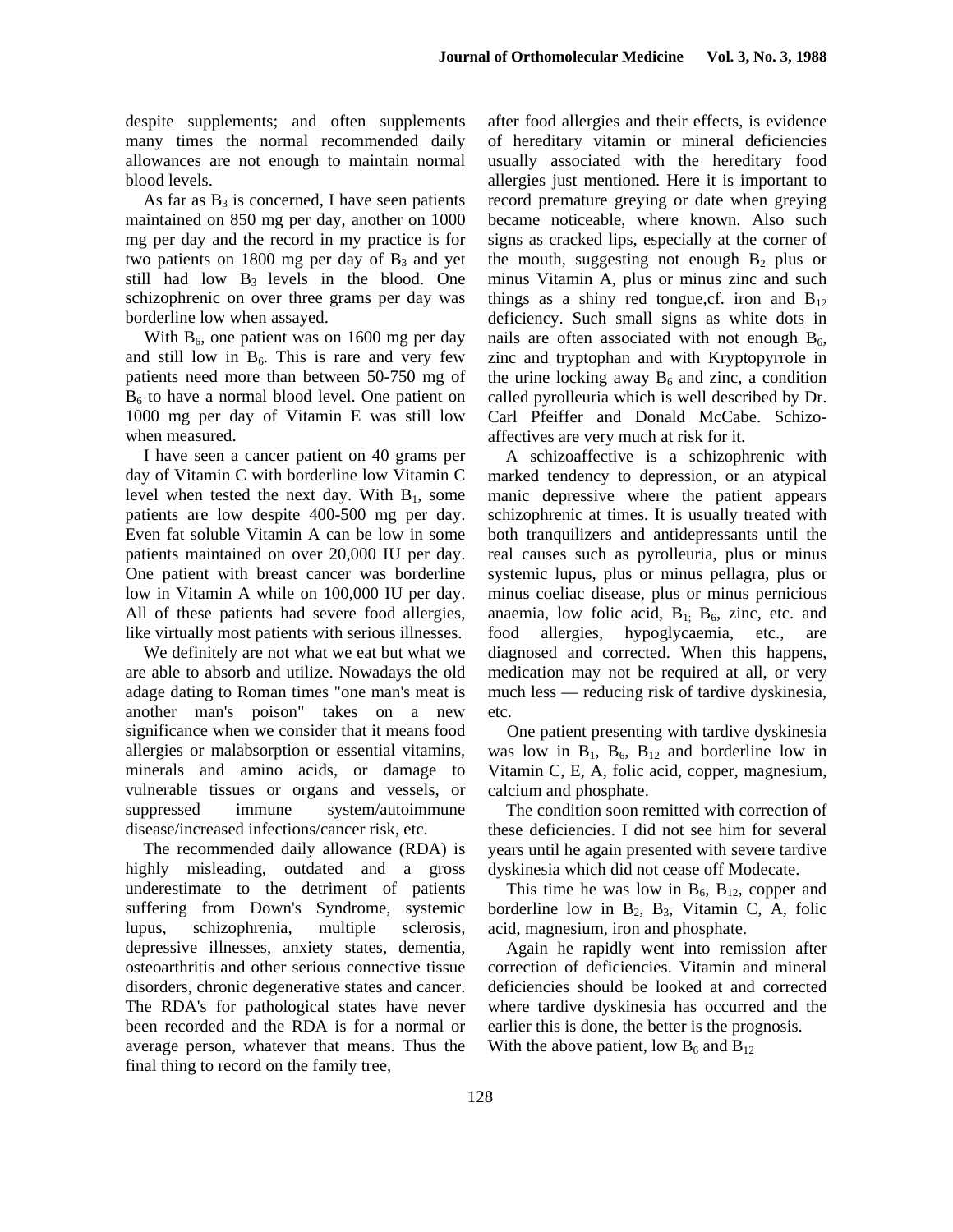despite supplements; and often supplements many times the normal recommended daily allowances are not enough to maintain normal blood levels.

As far as $B_3$ is concerned, I have seen patients maintained on 850 mg per day, another on 1000 mg per day and the record in my practice is for two patients on 1800 mg per day of $B_3$ and yet still had low $B_3$ levels in the blood. One schizophrenic on over three grams per day was borderline low when assayed.

With $B_6$, one patient was on 1600 mg per day and still low in $B_6$. This is rare and very few patients need more than between 50-750 mg of $B_6$ to have a normal blood level. One patient on 1000 mg per day of Vitamin E was still low when measured.

I have seen a cancer patient on 40 grams per day of Vitamin C with borderline low Vitamin C level when tested the next day. With $B_1$, some patients are low despite 400-500 mg per day. Even fat soluble Vitamin A can be low in some patients maintained on over 20,000 IU per day. One patient with breast cancer was borderline low in Vitamin A while on 100,000 IU per day. All of these patients had severe food allergies, like virtually most patients with serious illnesses.

We definitely are not what we eat but what we are able to absorb and utilize. Nowadays the old adage dating to Roman times "one man's meat is another man's poison" takes on a new significance when we consider that it means food allergies or malabsorption or essential vitamins, minerals and amino acids, or damage to vulnerable tissues or organs and vessels, or suppressed immune system/autoimmune disease/increased infections/cancer risk, etc.

The recommended daily allowance (RDA) is highly misleading, outdated and a gross underestimate to the detriment of patients suffering from Down's Syndrome, systemic lupus, schizophrenia, multiple sclerosis, depressive illnesses, anxiety states, dementia, osteoarthritis and other serious connective tissue disorders, chronic degenerative states and cancer. The RDA's for pathological states have never been recorded and the RDA is for a normal or average person, whatever that means. Thus the final thing to record on the family tree, after food allergies and their effects, is evidence of hereditary vitamin or mineral deficiencies usually associated with the hereditary food allergies just mentioned. Here it is important to record premature greying or date when greying became noticeable, where known. Also such signs as cracked lips, especially at the corner of the mouth, suggesting not enough $B_2$ plus or minus Vitamin A, plus or minus zinc and such things as a shiny red tongue,cf. iron and $B_{12}$ deficiency. Such small signs as white dots in nails are often associated with not enough $B_6$, zinc and tryptophan and with Kryptopyrrole in the urine locking away $B_6$ and zinc, a condition called pyrolleuria which is well described by Dr. Carl Pfeiffer and Donald McCabe. Schizo-affectives are very much at risk for it.

A schizoaffective is a schizophrenic with marked tendency to depression, or an atypical manic depressive where the patient appears schizophrenic at times. It is usually treated with both tranquilizers and antidepressants until the real causes such as pyrolleuria, plus or minus systemic lupus, plus or minus pellagra, plus or minus coeliac disease, plus or minus pernicious anaemia, low folic acid, $B_1$, $B_6$, zinc, etc. and food allergies, hypoglycaemia, etc., are diagnosed and corrected. When this happens, medication may not be required at all, or very much less — reducing risk of tardive dyskinesia, etc.

One patient presenting with tardive dyskinesia was low in $B_1$, $B_6$, $B_{12}$ and borderline low in Vitamin C, E, A, folic acid, copper, magnesium, calcium and phosphate.

The condition soon remitted with correction of these deficiencies. I did not see him for several years until he again presented with severe tardive dyskinesia which did not cease off Modecate.

This time he was low in $B_6$, $B_{12}$, copper and borderline low in $B_2$, $B_3$, Vitamin C, A, folic acid, magnesium, iron and phosphate.

Again he rapidly went into remission after correction of deficiencies. Vitamin and mineral deficiencies should be looked at and corrected where tardive dyskinesia has occurred and the earlier this is done, the better is the prognosis. With the above patient, low $B_6$ and $B_{12}$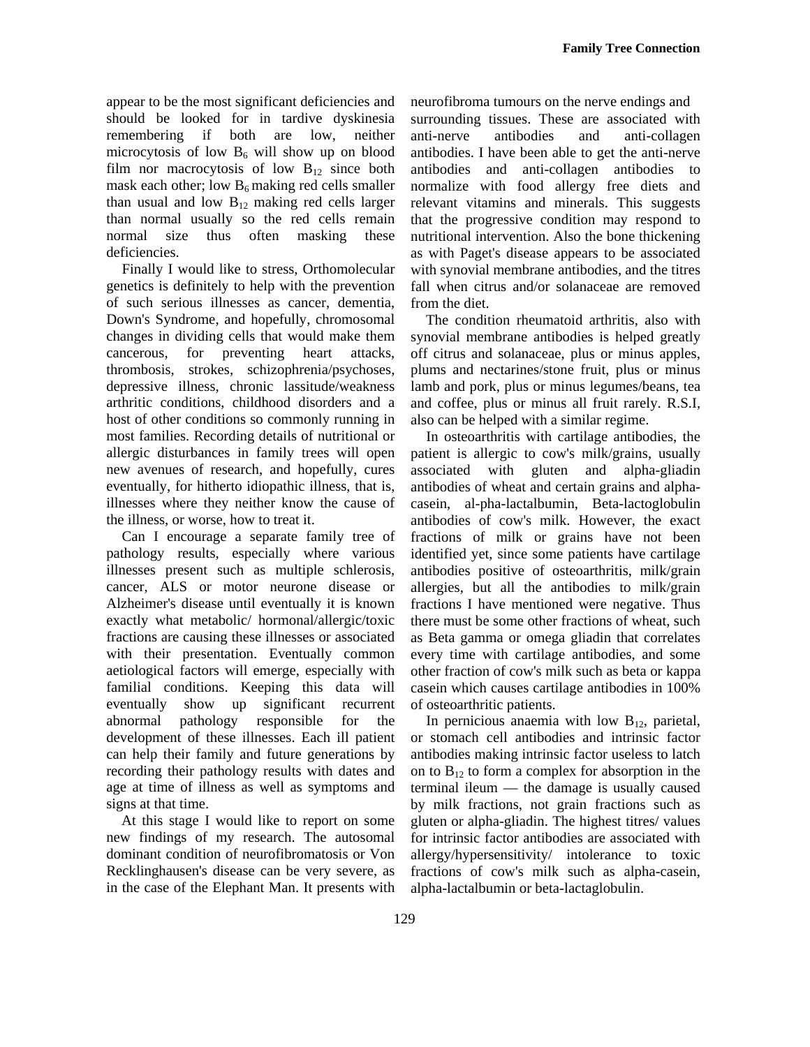appear to be the most significant deficiencies and should be looked for in tardive dyskinesia remembering if both are low, neither microcytosis of low $B_6$ will show up on blood film nor macrocytosis of low $B_{12}$ since both mask each other; low $B_6$ making red cells smaller than usual and low $B_{12}$ making red cells larger than normal usually so the red cells remain normal size thus often masking these deficiencies.

Finally I would like to stress, Orthomolecular genetics is definitely to help with the prevention of such serious illnesses as cancer, dementia, Down's Syndrome, and hopefully, chromosomal changes in dividing cells that would make them cancerous, for preventing heart attacks, thrombosis, strokes, schizophrenia/psychoses, depressive illness, chronic lassitude/weakness arthritic conditions, childhood disorders and a host of other conditions so commonly running in most families. Recording details of nutritional or allergic disturbances in family trees will open new avenues of research, and hopefully, cures eventually, for hitherto idiopathic illness, that is, illnesses where they neither know the cause of the illness, or worse, how to treat it.

Can I encourage a separate family tree of pathology results, especially where various illnesses present such as multiple schlerosis, cancer, ALS or motor neurone disease or Alzheimer's disease until eventually it is known exactly what metabolic/ hormonal/allergic/toxic fractions are causing these illnesses or associated with their presentation. Eventually common aetiological factors will emerge, especially with familial conditions. Keeping this data will eventually show up significant recurrent abnormal pathology responsible for the development of these illnesses. Each ill patient can help their family and future generations by recording their pathology results with dates and age at time of illness as well as symptoms and signs at that time.

At this stage I would like to report on some new findings of my research. The autosomal dominant condition of neurofibromatosis or Von Recklinghausen's disease can be very severe, as in the case of the Elephant Man. It presents with neurofibroma tumours on the nerve endings and surrounding tissues. These are associated with anti-nerve antibodies and anti-collagen antibodies. I have been able to get the anti-nerve antibodies and anti-collagen antibodies to normalize with food allergy free diets and relevant vitamins and minerals. This suggests that the progressive condition may respond to nutritional intervention. Also the bone thickening as with Paget's disease appears to be associated with synovial membrane antibodies, and the titres fall when citrus and/or solanaceae are removed from the diet.

The condition rheumatoid arthritis, also with synovial membrane antibodies is helped greatly off citrus and solanaceae, plus or minus apples, plums and nectarines/stone fruit, plus or minus lamb and pork, plus or minus legumes/beans, tea and coffee, plus or minus all fruit rarely. R.S.I, also can be helped with a similar regime.

In osteoarthritis with cartilage antibodies, the patient is allergic to cow's milk/grains, usually associated with gluten and alpha-gliadin antibodies of wheat and certain grains and alpha-casein, al-pha-lactalbumin, Beta-lactoglobulin antibodies of cow's milk. However, the exact fractions of milk or grains have not been identified yet, since some patients have cartilage antibodies positive of osteoarthritis, milk/grain allergies, but all the antibodies to milk/grain fractions I have mentioned were negative. Thus there must be some other fractions of wheat, such as Beta gamma or omega gliadin that correlates every time with cartilage antibodies, and some other fraction of cow's milk such as beta or kappa casein which causes cartilage antibodies in 100% of osteoarthritic patients.

In pernicious anaemia with low $B_{12}$, parietal, or stomach cell antibodies and intrinsic factor antibodies making intrinsic factor useless to latch on to $B_{12}$ to form a complex for absorption in the terminal ileum — the damage is usually caused by milk fractions, not grain fractions such as gluten or alpha-gliadin. The highest titres/ values for intrinsic factor antibodies are associated with allergy/hypersensitivity/ intolerance to toxic fractions of cow's milk such as alpha-casein, alpha-lactalbumin or beta-lactaglobulin.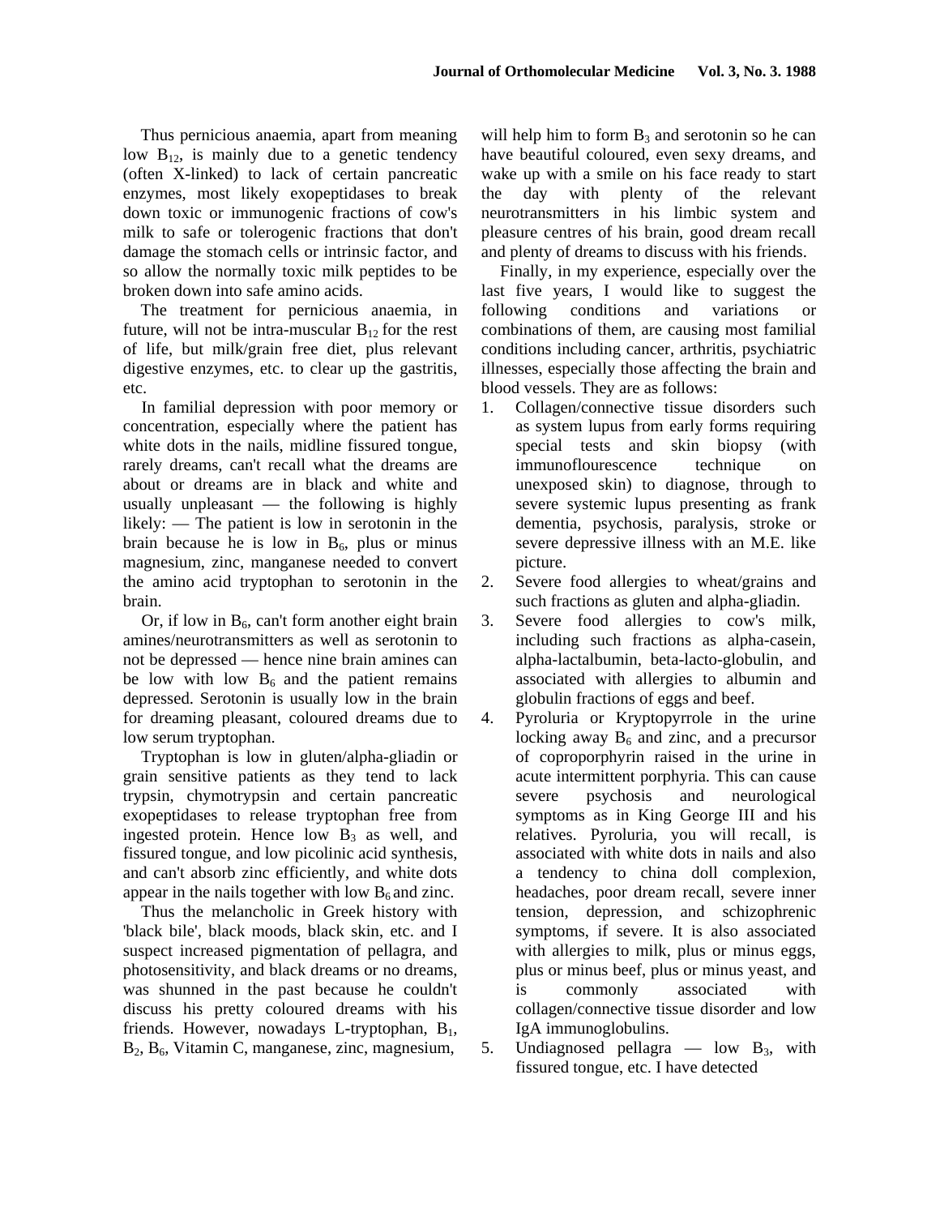Thus pernicious anaemia, apart from meaning low $B_{12}$, is mainly due to a genetic tendency (often X-linked) to lack of certain pancreatic enzymes, most likely exopeptidases to break down toxic or immunogenic fractions of cow's milk to safe or tolerogenic fractions that don't damage the stomach cells or intrinsic factor, and so allow the normally toxic milk peptides to be broken down into safe amino acids.

The treatment for pernicious anaemia, in future, will not be intra-muscular $B_{12}$ for the rest of life, but milk/grain free diet, plus relevant digestive enzymes, etc. to clear up the gastritis, etc.

In familial depression with poor memory or concentration, especially where the patient has white dots in the nails, midline fissured tongue, rarely dreams, can't recall what the dreams are about or dreams are in black and white and usually unpleasant — the following is highly likely: — The patient is low in serotonin in the brain because he is low in $B_6$, plus or minus magnesium, zinc, manganese needed to convert the amino acid tryptophan to serotonin in the brain.

Or, if low in $B_6$, can't form another eight brain amines/neurotransmitters as well as serotonin to not be depressed — hence nine brain amines can be low with low $B_6$ and the patient remains depressed. Serotonin is usually low in the brain for dreaming pleasant, coloured dreams due to low serum tryptophan.

Tryptophan is low in gluten/alpha-gliadin or grain sensitive patients as they tend to lack trypsin, chymotrypsin and certain pancreatic exopeptidases to release tryptophan free from ingested protein. Hence low $B_3$ as well, and fissured tongue, and low picolinic acid synthesis, and can't absorb zinc efficiently, and white dots appear in the nails together with low $B_6$ and zinc.

Thus the melancholic in Greek history with 'black bile', black moods, black skin, etc. and I suspect increased pigmentation of pellagra, and photosensitivity, and black dreams or no dreams, was shunned in the past because he couldn't discuss his pretty coloured dreams with his friends. However, nowadays L-tryptophan, $B_1$, $B_2$, $B_6$, Vitamin C, manganese, zinc, magnesium, will help him to form $B_3$ and serotonin so he can have beautiful coloured, even sexy dreams, and wake up with a smile on his face ready to start the day with plenty of the relevant neurotransmitters in his limbic system and pleasure centres of his brain, good dream recall and plenty of dreams to discuss with his friends.

Finally, in my experience, especially over the last five years, I would like to suggest the following conditions and variations or combinations of them, are causing most familial conditions including cancer, arthritis, psychiatric illnesses, especially those affecting the brain and blood vessels. They are as follows:

1. Collagen/connective tissue disorders such as system lupus from early forms requiring special tests and skin biopsy (with immunoflourescence technique on unexposed skin) to diagnose, through to severe systemic lupus presenting as frank dementia, psychosis, paralysis, stroke or severe depressive illness with an M.E. like picture.
2. Severe food allergies to wheat/grains and such fractions as gluten and alpha-gliadin.
3. Severe food allergies to cow's milk, including such fractions as alpha-casein, alpha-lactalbumin, beta-lacto-globulin, and associated with allergies to albumin and globulin fractions of eggs and beef.
4. Pyroluria or Kryptopyrrole in the urine locking away $B_6$ and zinc, and a precursor of coproporphyrin raised in the urine in acute intermittent porphyria. This can cause severe psychosis and neurological symptoms as in King George III and his relatives. Pyroluria, you will recall, is associated with white dots in nails and also a tendency to china doll complexion, headaches, poor dream recall, severe inner tension, depression, and schizophrenic symptoms, if severe. It is also associated with allergies to milk, plus or minus eggs, plus or minus beef, plus or minus yeast, and is commonly associated with collagen/connective tissue disorder and low IgA immunoglobulins.
5. Undiagnosed pellagra — low $B_3$, with fissured tongue, etc. I have detected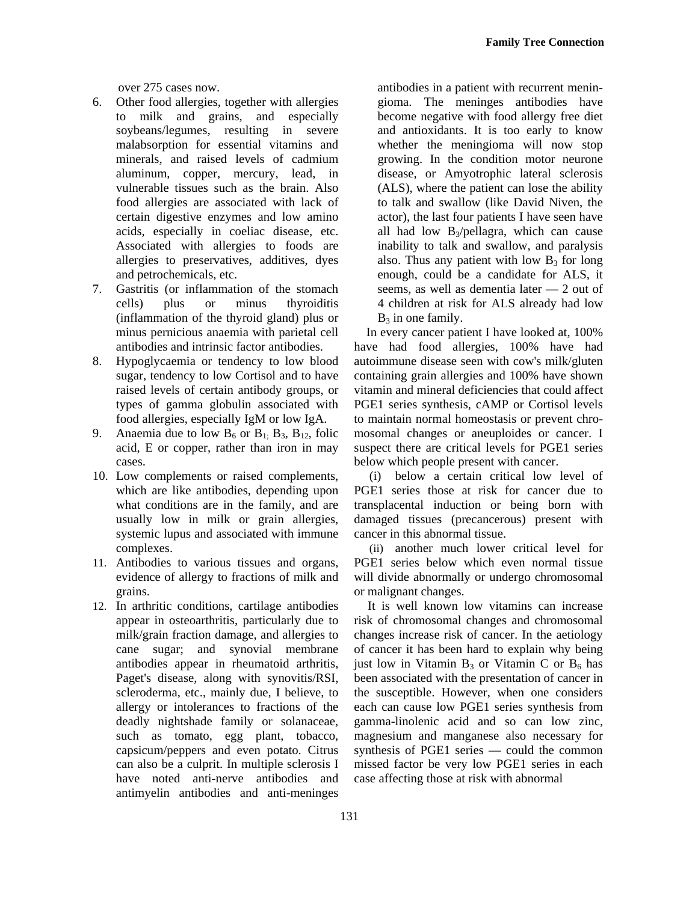over 275 cases now.

6. Other food allergies, together with allergies to milk and grains, and especially soybeans/legumes, resulting in severe malabsorption for essential vitamins and minerals, and raised levels of cadmium aluminum, copper, mercury, lead, in vulnerable tissues such as the brain. Also food allergies are associated with lack of certain digestive enzymes and low amino acids, especially in coeliac disease, etc. Associated with allergies to foods are allergies to preservatives, additives, dyes and petrochemicals, etc.
7. Gastritis (or inflammation of the stomach cells) plus or minus thyroiditis (inflammation of the thyroid gland) plus or minus pernicious anaemia with parietal cell antibodies and intrinsic factor antibodies.
8. Hypoglycaemia or tendency to low blood sugar, tendency to low Cortisol and to have raised levels of certain antibody groups, or types of gamma globulin associated with food allergies, especially IgM or low IgA.
9. Anaemia due to low $B_6$ or $B_1$; $B_3$, $B_{12}$, folic acid, E or copper, rather than iron in may cases.
10. Low complements or raised complements, which are like antibodies, depending upon what conditions are in the family, and are usually low in milk or grain allergies, systemic lupus and associated with immune complexes.
11. Antibodies to various tissues and organs, evidence of allergy to fractions of milk and grains.
12. In arthritic conditions, cartilage antibodies appear in osteoarthritis, particularly due to milk/grain fraction damage, and allergies to cane sugar; and synovial membrane antibodies appear in rheumatoid arthritis, Paget's disease, along with synovitis/RSI, scleroderma, etc., mainly due, I believe, to allergy or intolerances to fractions of the deadly nightshade family or solanaceae, such as tomato, egg plant, tobacco, capsicum/peppers and even potato. Citrus can also be a culprit. In multiple sclerosis I have noted anti-nerve antibodies and antimyelin antibodies and anti-meninges antibodies in a patient with recurrent meningioma. The meninges antibodies have become negative with food allergy free diet and antioxidants. It is too early to know whether the meningioma will now stop growing. In the condition motor neurone disease, or Amyotrophic lateral sclerosis (ALS), where the patient can lose the ability to talk and swallow (like David Niven, the actor), the last four patients I have seen have all had low $B_3$/pellagra, which can cause inability to talk and swallow, and paralysis also. Thus any patient with low $B_3$ for long enough, could be a candidate for ALS, it seems, as well as dementia later — 2 out of 4 children at risk for ALS already had low $B_3$ in one family.

In every cancer patient I have looked at, 100% have had food allergies, 100% have had autoimmune disease seen with cow's milk/gluten containing grain allergies and 100% have shown vitamin and mineral deficiencies that could affect PGE1 series synthesis, cAMP or Cortisol levels to maintain normal homeostasis or prevent chromosomal changes or aneuploides or cancer. I suspect there are critical levels for PGE1 series below which people present with cancer.

(i) below a certain critical low level of PGE1 series those at risk for cancer due to transplacental induction or being born with damaged tissues (precancerous) present with cancer in this abnormal tissue.

(ii) another much lower critical level for PGE1 series below which even normal tissue will divide abnormally or undergo chromosomal or malignant changes.

It is well known low vitamins can increase risk of chromosomal changes and chromosomal changes increase risk of cancer. In the aetiology of cancer it has been hard to explain why being just low in Vitamin $B_3$ or Vitamin C or $B_6$ has been associated with the presentation of cancer in the susceptible. However, when one considers each can cause low PGE1 series synthesis from gamma-linolenic acid and so can low zinc, magnesium and manganese also necessary for synthesis of PGE1 series — could the common missed factor be very low PGE1 series in each case affecting those at risk with abnormal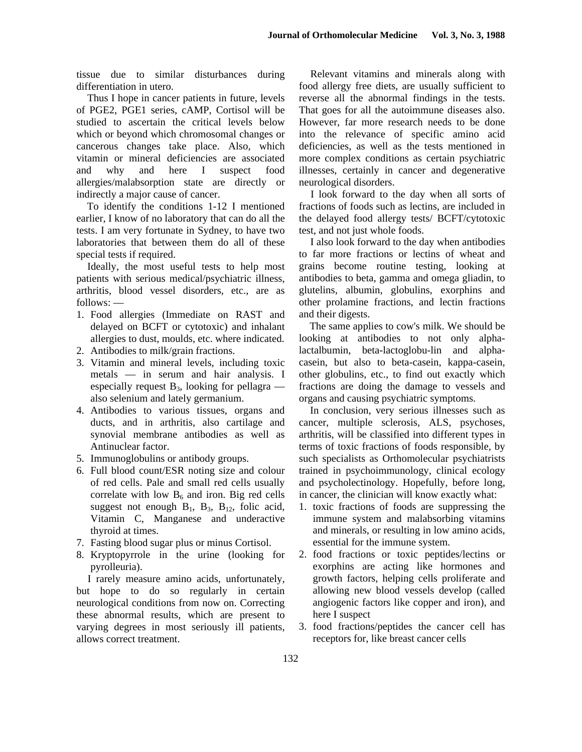tissue due to similar disturbances during differentiation in utero.

Thus I hope in cancer patients in future, levels of PGE2, PGE1 series, cAMP, Cortisol will be studied to ascertain the critical levels below which or beyond which chromosomal changes or cancerous changes take place. Also, which vitamin or mineral deficiencies are associated and why and here I suspect food allergies/malabsorption state are directly or indirectly a major cause of cancer.

To identify the conditions 1-12 I mentioned earlier, I know of no laboratory that can do all the tests. I am very fortunate in Sydney, to have two laboratories that between them do all of these special tests if required.

Ideally, the most useful tests to help most patients with serious medical/psychiatric illness, arthritis, blood vessel disorders, etc., are as follows: —

1. Food allergies (Immediate on RAST and delayed on BCFT or cytotoxic) and inhalant allergies to dust, moulds, etc. where indicated.
2. Antibodies to milk/grain fractions.
3. Vitamin and mineral levels, including toxic metals — in serum and hair analysis. I especially request $B_3$, looking for pellagra — also selenium and lately germanium.
4. Antibodies to various tissues, organs and ducts, and in arthritis, also cartilage and synovial membrane antibodies as well as Antinuclear factor.
5. Immunoglobulins or antibody groups.
6. Full blood count/ESR noting size and colour of red cells. Pale and small red cells usually correlate with low $B_6$ and iron. Big red cells suggest not enough $B_1$, $B_3$, $B_{12}$, folic acid, Vitamin C, Manganese and underactive thyroid at times.
7. Fasting blood sugar plus or minus Cortisol.
8. Kryptopyrrole in the urine (looking for pyrolleuria).

I rarely measure amino acids, unfortunately, but hope to do so regularly in certain neurological conditions from now on. Correcting these abnormal results, which are present to varying degrees in most seriously ill patients, allows correct treatment.

Relevant vitamins and minerals along with food allergy free diets, are usually sufficient to reverse all the abnormal findings in the tests. That goes for all the autoimmune diseases also. However, far more research needs to be done into the relevance of specific amino acid deficiencies, as well as the tests mentioned in more complex conditions as certain psychiatric illnesses, certainly in cancer and degenerative neurological disorders.

I look forward to the day when all sorts of fractions of foods such as lectins, are included in the delayed food allergy tests/ BCFT/cytotoxic test, and not just whole foods.

I also look forward to the day when antibodies to far more fractions or lectins of wheat and grains become routine testing, looking at antibodies to beta, gamma and omega gliadin, to glutelins, albumin, globulins, exorphins and other prolamine fractions, and lectin fractions and their digests.

The same applies to cow's milk. We should be looking at antibodies to not only alpha-lactalbumin, beta-lactoglobu-lin and alpha-casein, but also to beta-casein, kappa-casein, other globulins, etc., to find out exactly which fractions are doing the damage to vessels and organs and causing psychiatric symptoms.

In conclusion, very serious illnesses such as cancer, multiple sclerosis, ALS, psychoses, arthritis, will be classified into different types in terms of toxic fractions of foods responsible, by such specialists as Orthomolecular psychiatrists trained in psychoimmunology, clinical ecology and psycholectinology. Hopefully, before long, in cancer, the clinician will know exactly what:

1. toxic fractions of foods are suppressing the immune system and malabsorbing vitamins and minerals, or resulting in low amino acids, essential for the immune system.
2. food fractions or toxic peptides/lectins or exorphins are acting like hormones and growth factors, helping cells proliferate and allowing new blood vessels develop (called angiogenic factors like copper and iron), and here I suspect
3. food fractions/peptides the cancer cell has receptors for, like breast cancer cells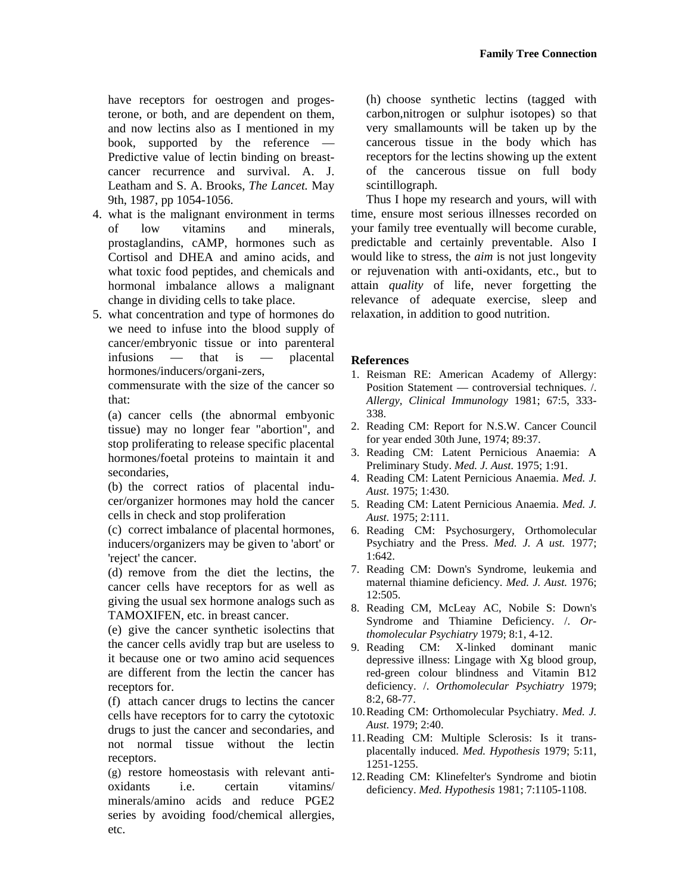have receptors for oestrogen and progesterone, or both, and are dependent on them, and now lectins also as I mentioned in my book, supported by the reference — Predictive value of lectin binding on breast-cancer recurrence and survival. A. J. Leatham and S. A. Brooks, *The Lancet.* May 9th, 1987, pp 1054-1056.

4. what is the malignant environment in terms of low vitamins and minerals, prostaglandins, cAMP, hormones such as Cortisol and DHEA and amino acids, and what toxic food peptides, and chemicals and hormonal imbalance allows a malignant change in dividing cells to take place.
5. what concentration and type of hormones do we need to infuse into the blood supply of cancer/embryonic tissue or into parenteral infusions — that is — placental hormones/inducers/organi-zers,

   commensurate with the size of the cancer so that:

   (a) cancer cells (the abnormal embyonic tissue) may no longer fear "abortion", and stop proliferating to release specific placental hormones/foetal proteins to maintain it and secondaries,

   (b) the correct ratios of placental inducer/organizer hormones may hold the cancer cells in check and stop proliferation

   (c) correct imbalance of placental hormones, inducers/organizers may be given to 'abort' or 'reject' the cancer.

   (d) remove from the diet the lectins, the cancer cells have receptors for as well as giving the usual sex hormone analogs such as TAMOXIFEN, etc. in breast cancer.

   (e) give the cancer synthetic isolectins that the cancer cells avidly trap but are useless to it because one or two amino acid sequences are different from the lectin the cancer has receptors for.

   (f) attach cancer drugs to lectins the cancer cells have receptors for to carry the cytotoxic drugs to just the cancer and secondaries, and not normal tissue without the lectin receptors.

   (g) restore homeostasis with relevant anti-oxidants i.e. certain vitamins/ minerals/amino acids and reduce PGE2 series by avoiding food/chemical allergies, etc.

   (h) choose synthetic lectins (tagged with carbon,nitrogen or sulphur isotopes) so that very smallamounts will be taken up by the cancerous tissue in the body which has receptors for the lectins showing up the extent of the cancerous tissue on full body scintillograph.

Thus I hope my research and yours, will with time, ensure most serious illnesses recorded on your family tree eventually will become curable, predictable and certainly preventable. Also I would like to stress, the *aim* is not just longevity or rejuvenation with anti-oxidants, etc., but to attain *quality* of life, never forgetting the relevance of adequate exercise, sleep and relaxation, in addition to good nutrition.

## References

1. Reisman RE: American Academy of Allergy: Position Statement — controversial techniques. /. *Allergy, Clinical Immunology* 1981; 67:5, 333-338.
2. Reading CM: Report for N.S.W. Cancer Council for year ended 30th June, 1974; 89:37.
3. Reading CM: Latent Pernicious Anaemia: A Preliminary Study. *Med. J. Aust.* 1975; 1:91.
4. Reading CM: Latent Pernicious Anaemia. *Med. J. Aust.* 1975; 1:430.
5. Reading CM: Latent Pernicious Anaemia. *Med. J. Aust.* 1975; 2:111.
6. Reading CM: Psychosurgery, Orthomolecular Psychiatry and the Press. *Med. J. A ust.* 1977; 1:642.
7. Reading CM: Down's Syndrome, leukemia and maternal thiamine deficiency. *Med. J. Aust.* 1976; 12:505.
8. Reading CM, McLeay AC, Nobile S: Down's Syndrome and Thiamine Deficiency. /. *Orthomolecular Psychiatry* 1979; 8:1, 4-12.
9. Reading CM: X-linked dominant manic depressive illness: Lingage with Xg blood group, red-green colour blindness and Vitamin B12 deficiency. /. *Orthomolecular Psychiatry* 1979; 8:2, 68-77.
10. Reading CM: Orthomolecular Psychiatry. *Med. J. Aust.* 1979; 2:40.
11. Reading CM: Multiple Sclerosis: Is it trans-placentally induced. *Med. Hypothesis* 1979; 5:11, 1251-1255.
12. Reading CM: Klinefelter's Syndrome and biotin deficiency. *Med. Hypothesis* 1981; 7:1105-1108.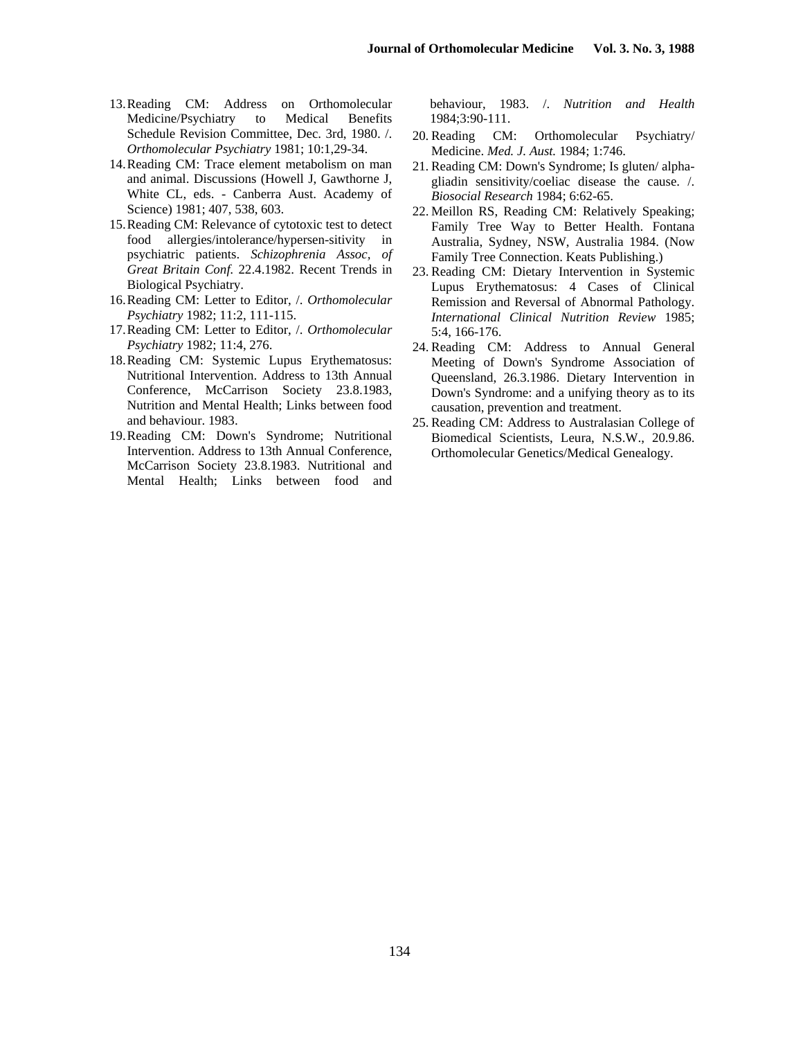13. Reading CM: Address on Orthomolecular Medicine/Psychiatry to Medical Benefits Schedule Revision Committee, Dec. 3rd, 1980. /. *Orthomolecular Psychiatry* 1981; 10:1,29-34.
14. Reading CM: Trace element metabolism on man and animal. Discussions (Howell J, Gawthorne J, White CL, eds. - Canberra Aust. Academy of Science) 1981; 407, 538, 603.
15. Reading CM: Relevance of cytotoxic test to detect food allergies/intolerance/hypersen-sitivity in psychiatric patients. *Schizophrenia Assoc, of Great Britain Conf.* 22.4.1982. Recent Trends in Biological Psychiatry.
16. Reading CM: Letter to Editor, /. *Orthomolecular Psychiatry* 1982; 11:2, 111-115.
17. Reading CM: Letter to Editor, /. *Orthomolecular Psychiatry* 1982; 11:4, 276.
18. Reading CM: Systemic Lupus Erythematosus: Nutritional Intervention. Address to 13th Annual Conference, McCarrison Society 23.8.1983, Nutrition and Mental Health; Links between food and behaviour. 1983.
19. Reading CM: Down's Syndrome; Nutritional Intervention. Address to 13th Annual Conference, McCarrison Society 23.8.1983. Nutritional and Mental Health; Links between food and behaviour, 1983. /. *Nutrition and Health* 1984;3:90-111.
20. Reading CM: Orthomolecular Psychiatry/ Medicine. *Med. J. Aust.* 1984; 1:746.
21. Reading CM: Down's Syndrome; Is gluten/ alpha-gliadin sensitivity/coeliac disease the cause. /. *Biosocial Research* 1984; 6:62-65.
22. Meillon RS, Reading CM: Relatively Speaking; Family Tree Way to Better Health. Fontana Australia, Sydney, NSW, Australia 1984. (Now Family Tree Connection. Keats Publishing.)
23. Reading CM: Dietary Intervention in Systemic Lupus Erythematosus: 4 Cases of Clinical Remission and Reversal of Abnormal Pathology. *International Clinical Nutrition Review* 1985; 5:4, 166-176.
24. Reading CM: Address to Annual General Meeting of Down's Syndrome Association of Queensland, 26.3.1986. Dietary Intervention in Down's Syndrome: and a unifying theory as to its causation, prevention and treatment.
25. Reading CM: Address to Australasian College of Biomedical Scientists, Leura, N.S.W., 20.9.86. Orthomolecular Genetics/Medical Genealogy.